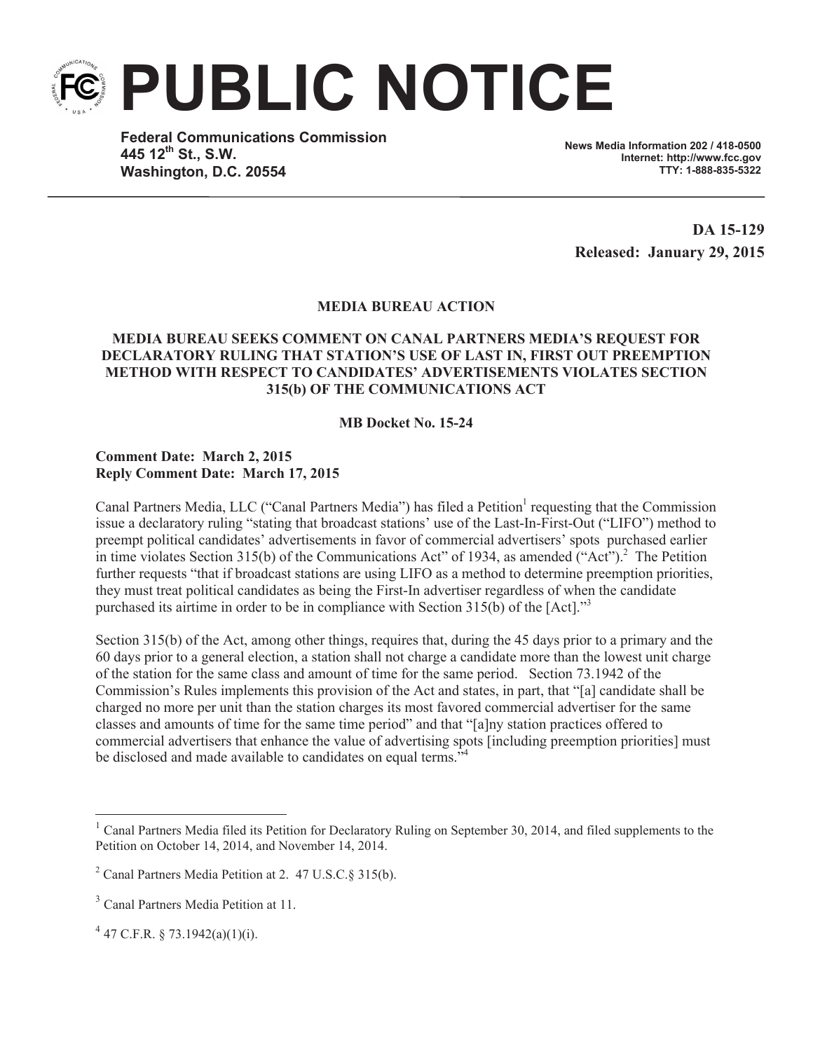# PUBLIC NOTICE

**Federal Communications Commission**
**445 12th St., S.W.**
**Washington, D.C. 20554**

**News Media Information 202 / 418-0500**
**Internet: http://www.fcc.gov**
**TTY: 1-888-835-5322**

**DA 15-129**
**Released: January 29, 2015**

**MEDIA BUREAU ACTION**

**MEDIA BUREAU SEEKS COMMENT ON CANAL PARTNERS MEDIA'S REQUEST FOR DECLARATORY RULING THAT STATION'S USE OF LAST IN, FIRST OUT PREEMPTION METHOD WITH RESPECT TO CANDIDATES' ADVERTISEMENTS VIOLATES SECTION 315(b) OF THE COMMUNICATIONS ACT**

**MB Docket No. 15-24**

**Comment Date: March 2, 2015**
**Reply Comment Date: March 17, 2015**

Canal Partners Media, LLC ("Canal Partners Media") has filed a Petition[1] requesting that the Commission issue a declaratory ruling "stating that broadcast stations' use of the Last-In-First-Out ("LIFO") method to preempt political candidates' advertisements in favor of commercial advertisers' spots purchased earlier in time violates Section 315(b) of the Communications Act" of 1934, as amended ("Act").[2] The Petition further requests "that if broadcast stations are using LIFO as a method to determine preemption priorities, they must treat political candidates as being the First-In advertiser regardless of when the candidate purchased its airtime in order to be in compliance with Section 315(b) of the [Act]."[3]

Section 315(b) of the Act, among other things, requires that, during the 45 days prior to a primary and the 60 days prior to a general election, a station shall not charge a candidate more than the lowest unit charge of the station for the same class and amount of time for the same period. Section 73.1942 of the Commission's Rules implements this provision of the Act and states, in part, that "[a] candidate shall be charged no more per unit than the station charges its most favored commercial advertiser for the same classes and amounts of time for the same time period" and that "[a]ny station practices offered to commercial advertisers that enhance the value of advertising spots [including preemption priorities] must be disclosed and made available to candidates on equal terms."[4]

---

[1] Canal Partners Media filed its Petition for Declaratory Ruling on September 30, 2014, and filed supplements to the Petition on October 14, 2014, and November 14, 2014.

[2] Canal Partners Media Petition at 2. 47 U.S.C.§ 315(b).

[3] Canal Partners Media Petition at 11.

[4] 47 C.F.R. § 73.1942(a)(1)(i).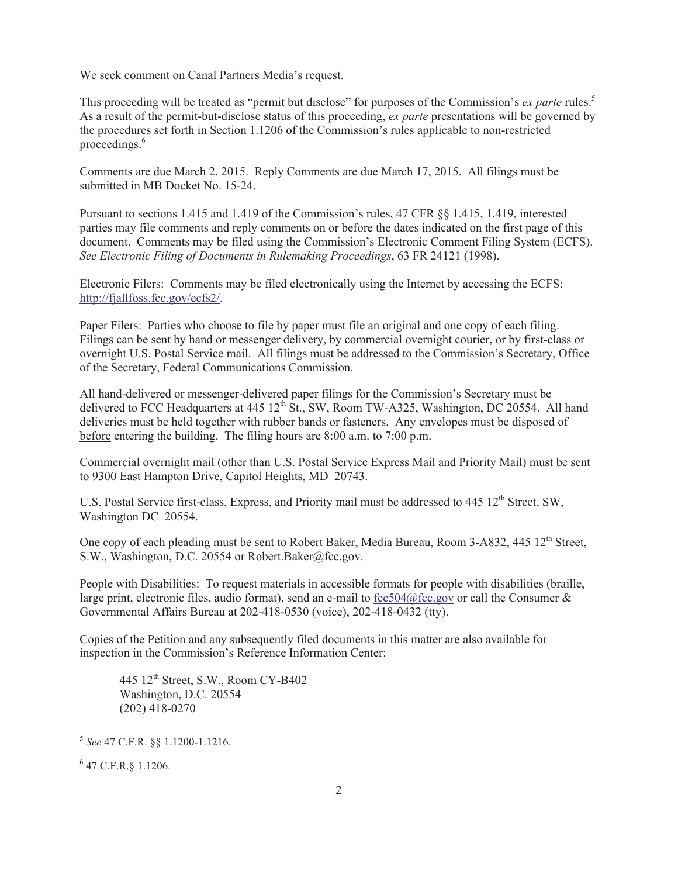We seek comment on Canal Partners Media's request.

This proceeding will be treated as "permit but disclose" for purposes of the Commission's *ex parte* rules.[5] As a result of the permit-but-disclose status of this proceeding, *ex parte* presentations will be governed by the procedures set forth in Section 1.1206 of the Commission's rules applicable to non-restricted proceedings.[6]

Comments are due March 2, 2015. Reply Comments are due March 17, 2015. All filings must be submitted in MB Docket No. 15-24.

Pursuant to sections 1.415 and 1.419 of the Commission's rules, 47 CFR §§ 1.415, 1.419, interested parties may file comments and reply comments on or before the dates indicated on the first page of this document. Comments may be filed using the Commission's Electronic Comment Filing System (ECFS). *See Electronic Filing of Documents in Rulemaking Proceedings*, 63 FR 24121 (1998).

Electronic Filers: Comments may be filed electronically using the Internet by accessing the ECFS: http://fjallfoss.fcc.gov/ecfs2/.

Paper Filers: Parties who choose to file by paper must file an original and one copy of each filing. Filings can be sent by hand or messenger delivery, by commercial overnight courier, or by first-class or overnight U.S. Postal Service mail. All filings must be addressed to the Commission's Secretary, Office of the Secretary, Federal Communications Commission.

All hand-delivered or messenger-delivered paper filings for the Commission's Secretary must be delivered to FCC Headquarters at 445 12th St., SW, Room TW-A325, Washington, DC 20554. All hand deliveries must be held together with rubber bands or fasteners. Any envelopes must be disposed of before entering the building. The filing hours are 8:00 a.m. to 7:00 p.m.

Commercial overnight mail (other than U.S. Postal Service Express Mail and Priority Mail) must be sent to 9300 East Hampton Drive, Capitol Heights, MD 20743.

U.S. Postal Service first-class, Express, and Priority mail must be addressed to 445 12th Street, SW, Washington DC 20554.

One copy of each pleading must be sent to Robert Baker, Media Bureau, Room 3-A832, 445 12th Street, S.W., Washington, D.C. 20554 or Robert.Baker@fcc.gov.

People with Disabilities: To request materials in accessible formats for people with disabilities (braille, large print, electronic files, audio format), send an e-mail to fcc504@fcc.gov or call the Consumer & Governmental Affairs Bureau at 202-418-0530 (voice), 202-418-0432 (tty).

Copies of the Petition and any subsequently filed documents in this matter are also available for inspection in the Commission's Reference Information Center:

> 445 12th Street, S.W., Room CY-B402
> Washington, D.C. 20554
> (202) 418-0270

---

[5] *See* 47 C.F.R. §§ 1.1200-1.1216.

[6] 47 C.F.R.§ 1.1206.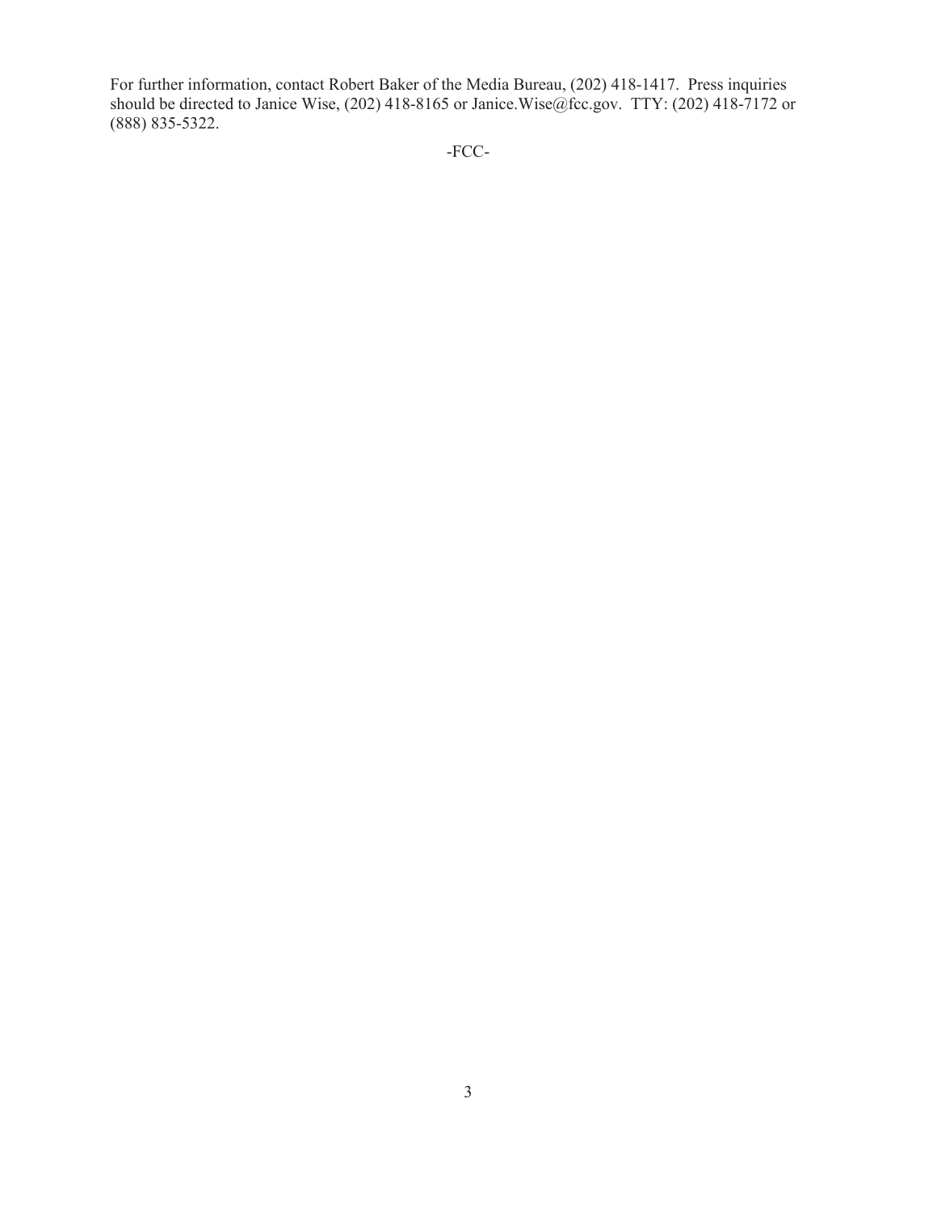For further information, contact Robert Baker of the Media Bureau, (202) 418-1417. Press inquiries should be directed to Janice Wise, (202) 418-8165 or Janice.Wise@fcc.gov. TTY: (202) 418-7172 or (888) 835-5322.

-FCC-